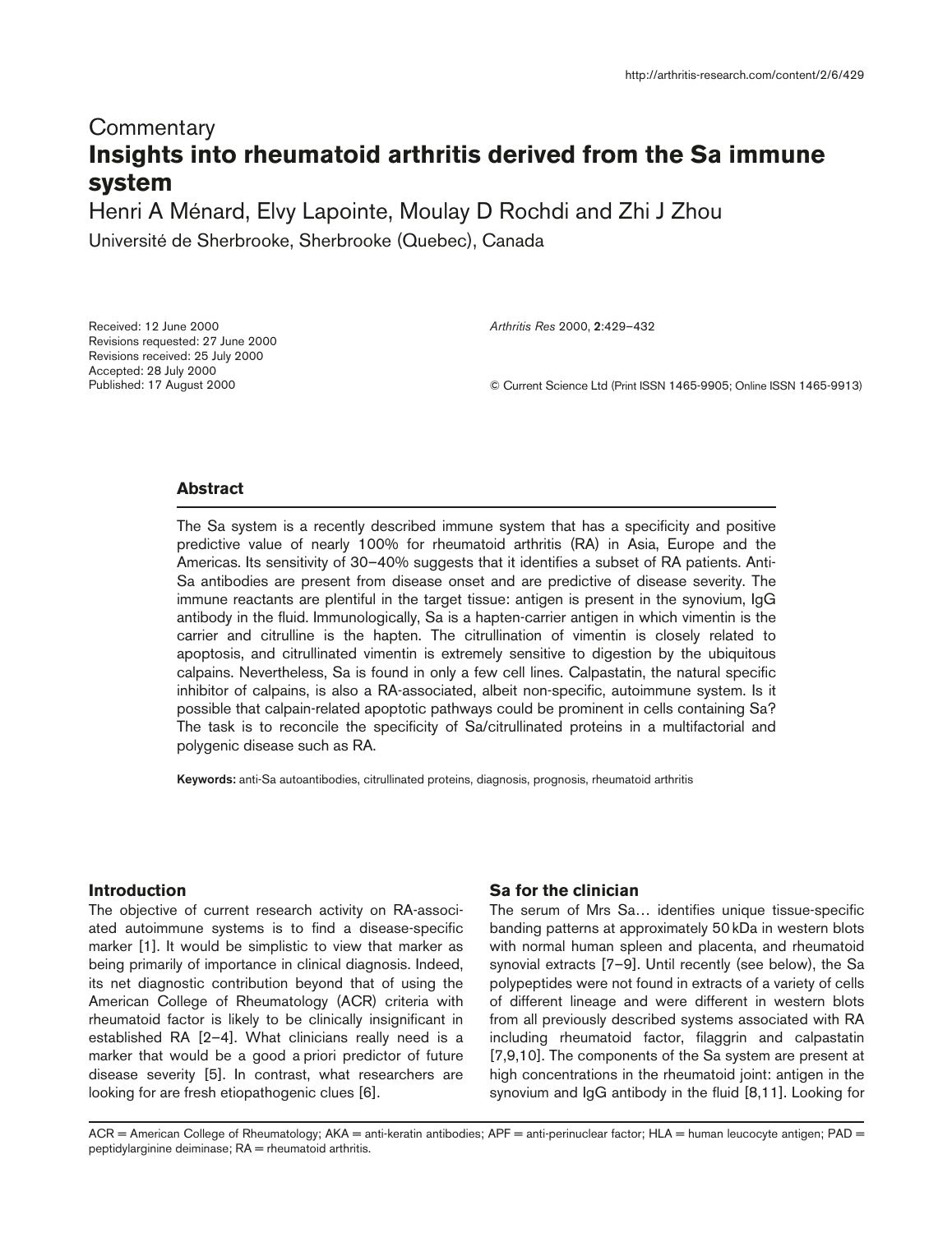Commentary

# Insights into rheumatoid arthritis derived from the Sa immune system

Henri A Ménard, Elvy Lapointe, Moulay D Rochdi and Zhi J Zhou

Université de Sherbrooke, Sherbrooke (Quebec), Canada

Received: 12 June 2000
Revisions requested: 27 June 2000
Revisions received: 25 July 2000
Accepted: 28 July 2000
Published: 17 August 2000

*Arthritis Res* 2000, **2**:429–432

© Current Science Ltd (Print ISSN 1465-9905; Online ISSN 1465-9913)

## Abstract

The Sa system is a recently described immune system that has a specificity and positive predictive value of nearly 100% for rheumatoid arthritis (RA) in Asia, Europe and the Americas. Its sensitivity of 30–40% suggests that it identifies a subset of RA patients. Anti-Sa antibodies are present from disease onset and are predictive of disease severity. The immune reactants are plentiful in the target tissue: antigen is present in the synovium, IgG antibody in the fluid. Immunologically, Sa is a hapten-carrier antigen in which vimentin is the carrier and citrulline is the hapten. The citrullination of vimentin is closely related to apoptosis, and citrullinated vimentin is extremely sensitive to digestion by the ubiquitous calpains. Nevertheless, Sa is found in only a few cell lines. Calpastatin, the natural specific inhibitor of calpains, is also a RA-associated, albeit non-specific, autoimmune system. Is it possible that calpain-related apoptotic pathways could be prominent in cells containing Sa? The task is to reconcile the specificity of Sa/citrullinated proteins in a multifactorial and polygenic disease such as RA.

**Keywords:** anti-Sa autoantibodies, citrullinated proteins, diagnosis, prognosis, rheumatoid arthritis

## Introduction

The objective of current research activity on RA-associated autoimmune systems is to find a disease-specific marker [1]. It would be simplistic to view that marker as being primarily of importance in clinical diagnosis. Indeed, its net diagnostic contribution beyond that of using the American College of Rheumatology (ACR) criteria with rheumatoid factor is likely to be clinically insignificant in established RA [2–4]. What clinicians really need is a marker that would be a good a priori predictor of future disease severity [5]. In contrast, what researchers are looking for are fresh etiopathogenic clues [6].

## Sa for the clinician

The serum of Mrs Sa… identifies unique tissue-specific banding patterns at approximately 50 kDa in western blots with normal human spleen and placenta, and rheumatoid synovial extracts [7–9]. Until recently (see below), the Sa polypeptides were not found in extracts of a variety of cells of different lineage and were different in western blots from all previously described systems associated with RA including rheumatoid factor, filaggrin and calpastatin [7,9,10]. The components of the Sa system are present at high concentrations in the rheumatoid joint: antigen in the synovium and IgG antibody in the fluid [8,11]. Looking for

ACR = American College of Rheumatology; AKA = anti-keratin antibodies; APF = anti-perinuclear factor; HLA = human leucocyte antigen; PAD = peptidylarginine deiminase; RA = rheumatoid arthritis.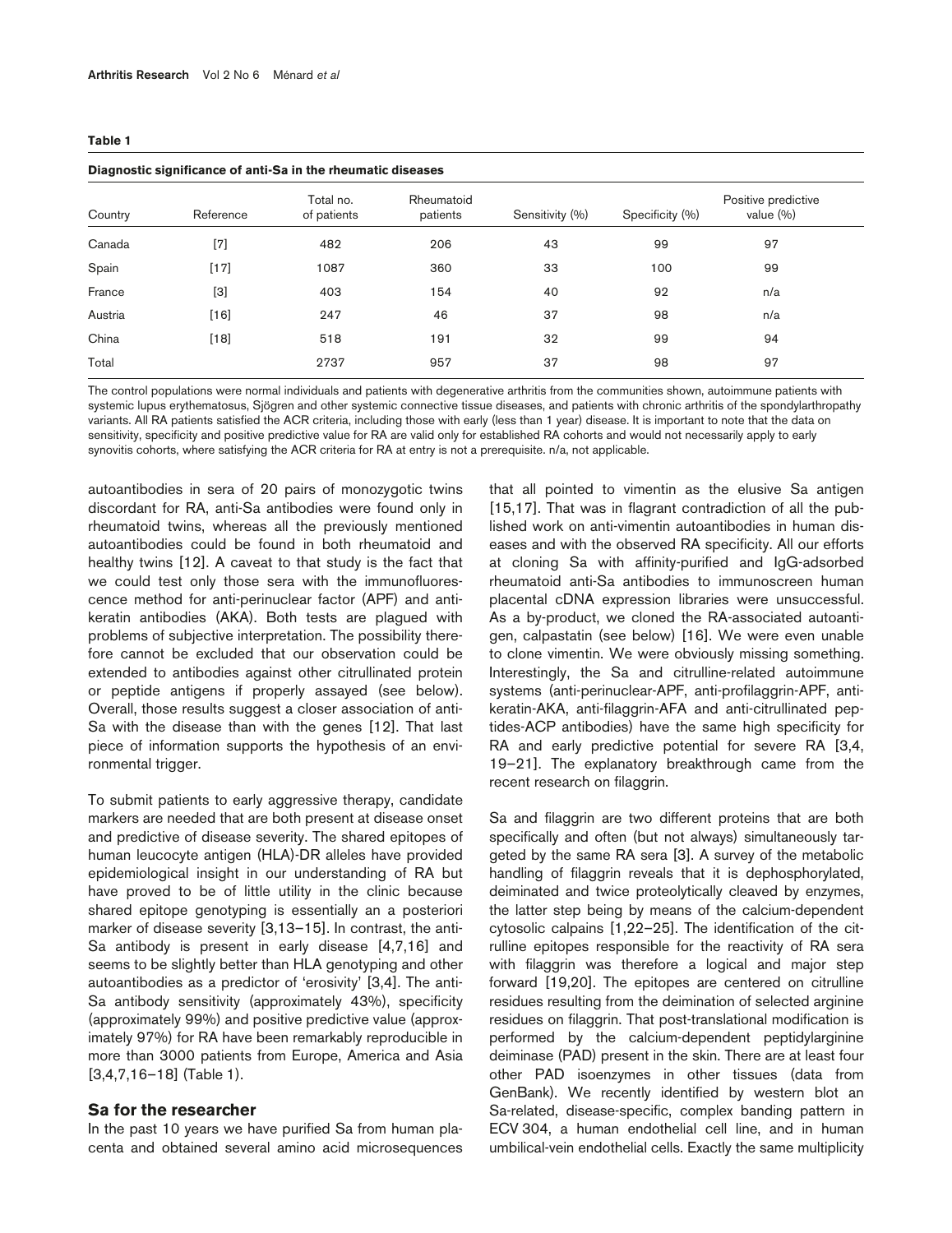**Table 1**

**Diagnostic significance of anti-Sa in the rheumatic diseases**

| Country | Reference | Total no. of patients | Rheumatoid patients | Sensitivity (%) | Specificity (%) | Positive predictive value (%) |
|---|---|---|---|---|---|---|
| Canada | [7] | 482 | 206 | 43 | 99 | 97 |
| Spain | [17] | 1087 | 360 | 33 | 100 | 99 |
| France | [3] | 403 | 154 | 40 | 92 | n/a |
| Austria | [16] | 247 | 46 | 37 | 98 | n/a |
| China | [18] | 518 | 191 | 32 | 99 | 94 |
| Total | | 2737 | 957 | 37 | 98 | 97 |

The control populations were normal individuals and patients with degenerative arthritis from the communities shown, autoimmune patients with systemic lupus erythematosus, Sjögren and other systemic connective tissue diseases, and patients with chronic arthritis of the spondylarthropathy variants. All RA patients satisfied the ACR criteria, including those with early (less than 1 year) disease. It is important to note that the data on sensitivity, specificity and positive predictive value for RA are valid only for established RA cohorts and would not necessarily apply to early synovitis cohorts, where satisfying the ACR criteria for RA at entry is not a prerequisite. n/a, not applicable.

autoantibodies in sera of 20 pairs of monozygotic twins discordant for RA, anti-Sa antibodies were found only in rheumatoid twins, whereas all the previously mentioned autoantibodies could be found in both rheumatoid and healthy twins [12]. A caveat to that study is the fact that we could test only those sera with the immunofluorescence method for anti-perinuclear factor (APF) and anti-keratin antibodies (AKA). Both tests are plagued with problems of subjective interpretation. The possibility therefore cannot be excluded that our observation could be extended to antibodies against other citrullinated protein or peptide antigens if properly assayed (see below). Overall, those results suggest a closer association of anti-Sa with the disease than with the genes [12]. That last piece of information supports the hypothesis of an environmental trigger.

To submit patients to early aggressive therapy, candidate markers are needed that are both present at disease onset and predictive of disease severity. The shared epitopes of human leucocyte antigen (HLA)-DR alleles have provided epidemiological insight in our understanding of RA but have proved to be of little utility in the clinic because shared epitope genotyping is essentially an a posteriori marker of disease severity [3,13–15]. In contrast, the anti-Sa antibody is present in early disease [4,7,16] and seems to be slightly better than HLA genotyping and other autoantibodies as a predictor of 'erosivity' [3,4]. The anti-Sa antibody sensitivity (approximately 43%), specificity (approximately 99%) and positive predictive value (approximately 97%) for RA have been remarkably reproducible in more than 3000 patients from Europe, America and Asia [3,4,7,16–18] (Table 1).

## Sa for the researcher

In the past 10 years we have purified Sa from human placenta and obtained several amino acid microsequences that all pointed to vimentin as the elusive Sa antigen [15,17]. That was in flagrant contradiction of all the published work on anti-vimentin autoantibodies in human diseases and with the observed RA specificity. All our efforts at cloning Sa with affinity-purified and IgG-adsorbed rheumatoid anti-Sa antibodies to immunoscreen human placental cDNA expression libraries were unsuccessful. As a by-product, we cloned the RA-associated autoantigen, calpastatin (see below) [16]. We were even unable to clone vimentin. We were obviously missing something. Interestingly, the Sa and citrulline-related autoimmune systems (anti-perinuclear-APF, anti-profilaggrin-APF, anti-keratin-AKA, anti-filaggrin-AFA and anti-citrullinated peptides-ACP antibodies) have the same high specificity for RA and early predictive potential for severe RA [3,4, 19–21]. The explanatory breakthrough came from the recent research on filaggrin.

Sa and filaggrin are two different proteins that are both specifically and often (but not always) simultaneously targeted by the same RA sera [3]. A survey of the metabolic handling of filaggrin reveals that it is dephosphorylated, deiminated and twice proteolytically cleaved by enzymes, the latter step being by means of the calcium-dependent cytosolic calpains [1,22–25]. The identification of the citrulline epitopes responsible for the reactivity of RA sera with filaggrin was therefore a logical and major step forward [19,20]. The epitopes are centered on citrulline residues resulting from the deimination of selected arginine residues on filaggrin. That post-translational modification is performed by the calcium-dependent peptidylarginine deiminase (PAD) present in the skin. There are at least four other PAD isoenzymes in other tissues (data from GenBank). We recently identified by western blot an Sa-related, disease-specific, complex banding pattern in ECV 304, a human endothelial cell line, and in human umbilical-vein endothelial cells. Exactly the same multiplicity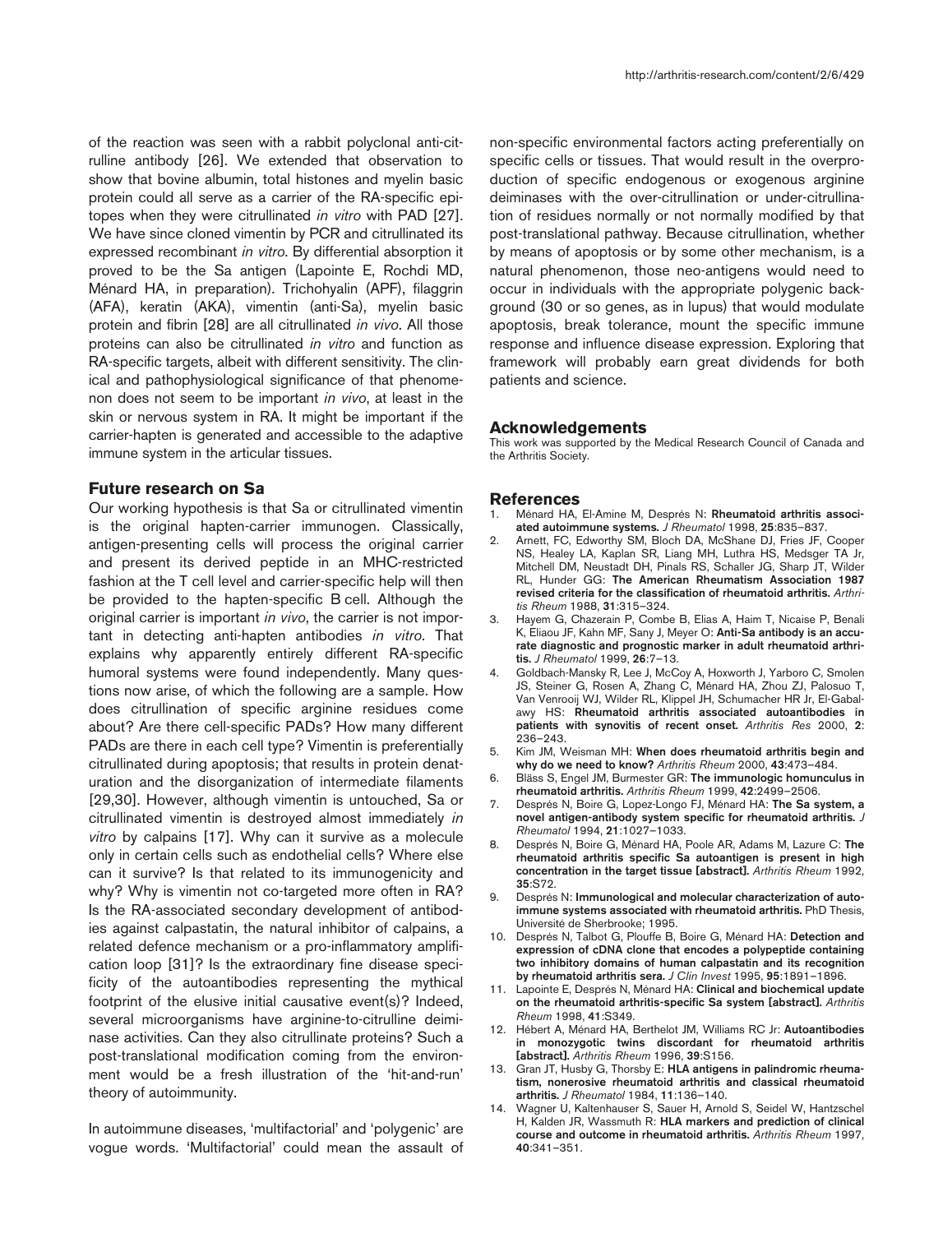of the reaction was seen with a rabbit polyclonal anti-citrulline antibody [26]. We extended that observation to show that bovine albumin, total histones and myelin basic protein could all serve as a carrier of the RA-specific epitopes when they were citrullinated *in vitro* with PAD [27]. We have since cloned vimentin by PCR and citrullinated its expressed recombinant *in vitro*. By differential absorption it proved to be the Sa antigen (Lapointe E, Rochdi MD, Ménard HA, in preparation). Trichohyalin (APF), filaggrin (AFA), keratin (AKA), vimentin (anti-Sa), myelin basic protein and fibrin [28] are all citrullinated *in vivo*. All those proteins can also be citrullinated *in vitro* and function as RA-specific targets, albeit with different sensitivity. The clinical and pathophysiological significance of that phenomenon does not seem to be important *in vivo*, at least in the skin or nervous system in RA. It might be important if the carrier-hapten is generated and accessible to the adaptive immune system in the articular tissues.

## Future research on Sa

Our working hypothesis is that Sa or citrullinated vimentin is the original hapten-carrier immunogen. Classically, antigen-presenting cells will process the original carrier and present its derived peptide in an MHC-restricted fashion at the T cell level and carrier-specific help will then be provided to the hapten-specific B cell. Although the original carrier is important *in vivo*, the carrier is not important in detecting anti-hapten antibodies *in vitro*. That explains why apparently entirely different RA-specific humoral systems were found independently. Many questions now arise, of which the following are a sample. How does citrullination of specific arginine residues come about? Are there cell-specific PADs? How many different PADs are there in each cell type? Vimentin is preferentially citrullinated during apoptosis; that results in protein denaturation and the disorganization of intermediate filaments [29,30]. However, although vimentin is untouched, Sa or citrullinated vimentin is destroyed almost immediately *in vitro* by calpains [17]. Why can it survive as a molecule only in certain cells such as endothelial cells? Where else can it survive? Is that related to its immunogenicity and why? Why is vimentin not co-targeted more often in RA? Is the RA-associated secondary development of antibodies against calpastatin, the natural inhibitor of calpains, a related defence mechanism or a pro-inflammatory amplification loop [31]? Is the extraordinary fine disease specificity of the autoantibodies representing the mythical footprint of the elusive initial causative event(s)? Indeed, several microorganisms have arginine-to-citrulline deiminase activities. Can they also citrullinate proteins? Such a post-translational modification coming from the environment would be a fresh illustration of the 'hit-and-run' theory of autoimmunity.

In autoimmune diseases, 'multifactorial' and 'polygenic' are vogue words. 'Multifactorial' could mean the assault of non-specific environmental factors acting preferentially on specific cells or tissues. That would result in the overproduction of specific endogenous or exogenous arginine deiminases with the over-citrullination or under-citrullination of residues normally or not normally modified by that post-translational pathway. Because citrullination, whether by means of apoptosis or by some other mechanism, is a natural phenomenon, those neo-antigens would need to occur in individuals with the appropriate polygenic background (30 or so genes, as in lupus) that would modulate apoptosis, break tolerance, mount the specific immune response and influence disease expression. Exploring that framework will probably earn great dividends for both patients and science.

## Acknowledgements

This work was supported by the Medical Research Council of Canada and the Arthritis Society.

## References

1. Ménard HA, El-Amine M, Després N: **Rheumatoid arthritis associated autoimmune systems.** *J Rheumatol* 1998, **25**:835–837.
2. Arnett, FC, Edworthy SM, Bloch DA, McShane DJ, Fries JF, Cooper NS, Healey LA, Kaplan SR, Liang MH, Luthra HS, Medsger TA Jr, Mitchell DM, Neustadt DH, Pinals RS, Schaller JG, Sharp JT, Wilder RL, Hunder GG: **The American Rheumatism Association 1987 revised criteria for the classification of rheumatoid arthritis.** *Arthritis Rheum* 1988, **31**:315–324.
3. Hayem G, Chazerain P, Combe B, Elias A, Haim T, Nicaise P, Benali K, Eliaou JF, Kahn MF, Sany J, Meyer O: **Anti-Sa antibody is an accurate diagnostic and prognostic marker in adult rheumatoid arthritis.** *J Rheumatol* 1999, **26**:7–13.
4. Goldbach-Mansky R, Lee J, McCoy A, Hoxworth J, Yarboro C, Smolen JS, Steiner G, Rosen A, Zhang C, Ménard HA, Zhou ZJ, Palosuo T, Van Venrooij WJ, Wilder RL, Klippel JH, Schumacher HR Jr, El-Gabalawy HS: **Rheumatoid arthritis associated autoantibodies in patients with synovitis of recent onset.** *Arthritis Res* 2000, **2**: 236–243.
5. Kim JM, Weisman MH: **When does rheumatoid arthritis begin and why do we need to know?** *Arthritis Rheum* 2000, **43**:473–484.
6. Bläss S, Engel JM, Burmester GR: **The immunologic homunculus in rheumatoid arthritis.** *Arthritis Rheum* 1999, **42**:2499–2506.
7. Després N, Boire G, Lopez-Longo FJ, Ménard HA: **The Sa system, a novel antigen-antibody system specific for rheumatoid arthritis.** *J Rheumatol* 1994, **21**:1027–1033.
8. Després N, Boire G, Ménard HA, Poole AR, Adams M, Lazure C: **The rheumatoid arthritis specific Sa autoantigen is present in high concentration in the target tissue [abstract].** *Arthritis Rheum* 1992, **35**:S72.
9. Després N: **Immunological and molecular characterization of autoimmune systems associated with rheumatoid arthritis.** PhD Thesis, Université de Sherbrooke; 1995.
10. Després N, Talbot G, Plouffe B, Boire G, Ménard HA: **Detection and expression of cDNA clone that encodes a polypeptide containing two inhibitory domains of human calpastatin and its recognition by rheumatoid arthritis sera.** *J Clin Invest* 1995, **95**:1891–1896.
11. Lapointe E, Després N, Ménard HA: **Clinical and biochemical update on the rheumatoid arthritis-specific Sa system [abstract].** *Arthritis Rheum* 1998, **41**:S349.
12. Hébert A, Ménard HA, Berthelot JM, Williams RC Jr: **Autoantibodies in monozygotic twins discordant for rheumatoid arthritis [abstract].** *Arthritis Rheum* 1996, **39**:S156.
13. Gran JT, Husby G, Thorsby E: **HLA antigens in palindromic rheumatism, nonerosive rheumatoid arthritis and classical rheumatoid arthritis.** *J Rheumatol* 1984, **11**:136–140.
14. Wagner U, Kaltenhauser S, Sauer H, Arnold S, Seidel W, Hantzschel H, Kalden JR, Wassmuth R: **HLA markers and prediction of clinical course and outcome in rheumatoid arthritis.** *Arthritis Rheum* 1997, **40**:341–351.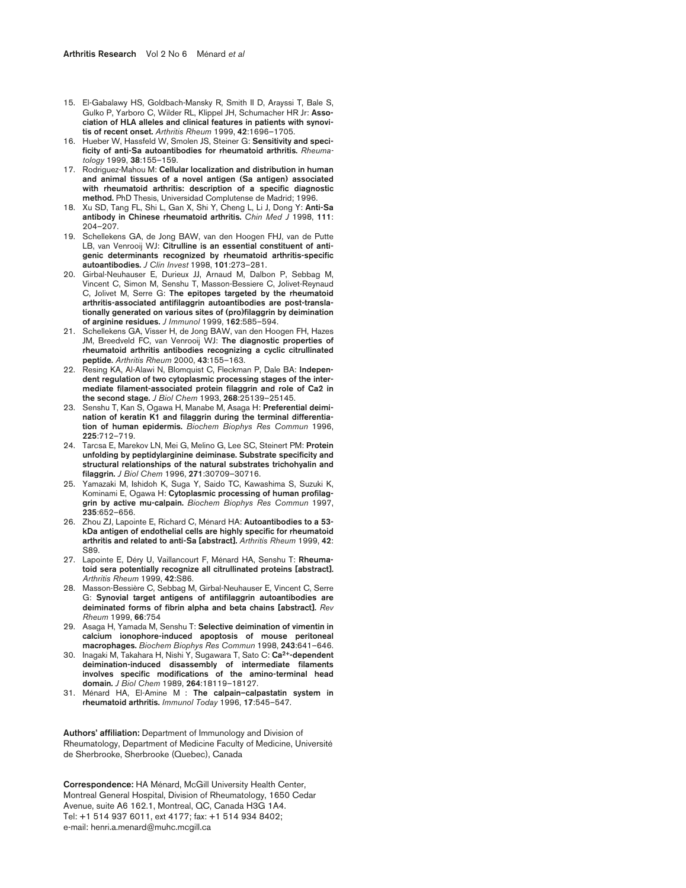15. El-Gabalawy HS, Goldbach-Mansky R, Smith II D, Arayssi T, Bale S, Gulko P, Yarboro C, Wilder RL, Klippel JH, Schumacher HR Jr: **Association of HLA alleles and clinical features in patients with synovitis of recent onset.** *Arthritis Rheum* 1999, **42**:1696–1705.
16. Hueber W, Hassfeld W, Smolen JS, Steiner G: **Sensitivity and specificity of anti-Sa autoantibodies for rheumatoid arthritis.** *Rheumatology* 1999, **38**:155–159.
17. Rodriguez-Mahou M: **Cellular localization and distribution in human and animal tissues of a novel antigen (Sa antigen) associated with rheumatoid arthritis: description of a specific diagnostic method.** PhD Thesis, Universidad Complutense de Madrid; 1996.
18. Xu SD, Tang FL, Shi L, Gan X, Shi Y, Cheng L, Li J, Dong Y: **Anti-Sa antibody in Chinese rheumatoid arthritis.** *Chin Med J* 1998, **111**: 204–207.
19. Schellekens GA, de Jong BAW, van den Hoogen FHJ, van de Putte LB, van Venrooij WJ: **Citrulline is an essential constituent of antigenic determinants recognized by rheumatoid arthritis-specific autoantibodies.** *J Clin Invest* 1998, **101**:273–281.
20. Girbal-Neuhauser E, Durieux JJ, Arnaud M, Dalbon P, Sebbag M, Vincent C, Simon M, Senshu T, Masson-Bessiere C, Jolivet-Reynaud C, Jolivet M, Serre G: **The epitopes targeted by the rheumatoid arthritis-associated antifilaggrin autoantibodies are post-translationally generated on various sites of (pro)filaggrin by deimination of arginine residues.** *J Immunol* 1999, **162**:585–594.
21. Schellekens GA, Visser H, de Jong BAW, van den Hoogen FH, Hazes JM, Breedveld FC, van Venrooij WJ: **The diagnostic properties of rheumatoid arthritis antibodies recognizing a cyclic citrullinated peptide.** *Arthritis Rheum* 2000, **43**:155–163.
22. Resing KA, Al-Alawi N, Blomquist C, Fleckman P, Dale BA: **Independent regulation of two cytoplasmic processing stages of the intermediate filament-associated protein filaggrin and role of Ca2 in the second stage.** *J Biol Chem* 1993, **268**:25139–25145.
23. Senshu T, Kan S, Ogawa H, Manabe M, Asaga H: **Preferential deimination of keratin K1 and filaggrin during the terminal differentiation of human epidermis.** *Biochem Biophys Res Commun* 1996, **225**:712–719.
24. Tarcsa E, Marekov LN, Mei G, Melino G, Lee SC, Steinert PM: **Protein unfolding by peptidylarginine deiminase. Substrate specificity and structural relationships of the natural substrates trichohyalin and filaggrin.** *J Biol Chem* 1996, **271**:30709–30716.
25. Yamazaki M, Ishidoh K, Suga Y, Saido TC, Kawashima S, Suzuki K, Kominami E, Ogawa H: **Cytoplasmic processing of human profilaggrin by active mu-calpain.** *Biochem Biophys Res Commun* 1997, **235**:652–656.
26. Zhou ZJ, Lapointe E, Richard C, Ménard HA: **Autoantibodies to a 53-kDa antigen of endothelial cells are highly specific for rheumatoid arthritis and related to anti-Sa [abstract].** *Arthritis Rheum* 1999, **42**: S89.
27. Lapointe E, Déry U, Vaillancourt F, Ménard HA, Senshu T: **Rheumatoid sera potentially recognize all citrullinated proteins [abstract].** *Arthritis Rheum* 1999, **42**:S86.
28. Masson-Bessière C, Sebbag M, Girbal-Neuhauser E, Vincent C, Serre G: **Synovial target antigens of antifilaggrin autoantibodies are deiminated forms of fibrin alpha and beta chains [abstract].** *Rev Rheum* 1999, **66**:754
29. Asaga H, Yamada M, Senshu T: **Selective deimination of vimentin in calcium ionophore-induced apoptosis of mouse peritoneal macrophages.** *Biochem Biophys Res Commun* 1998, **243**:641–646.
30. Inagaki M, Takahara H, Nishi Y, Sugawara T, Sato C: **$Ca^{2+}$-dependent deimination-induced disassembly of intermediate filaments involves specific modifications of the amino-terminal head domain.** *J Biol Chem* 1989, **264**:18119–18127.
31. Ménard HA, El-Amine M : **The calpain–calpastatin system in rheumatoid arthritis.** *Immunol Today* 1996, **17**:545–547.

**Authors' affiliation:** Department of Immunology and Division of Rheumatology, Department of Medicine Faculty of Medicine, Université de Sherbrooke, Sherbrooke (Quebec), Canada

**Correspondence:** HA Ménard, McGill University Health Center, Montreal General Hospital, Division of Rheumatology, 1650 Cedar Avenue, suite A6 162.1, Montreal, QC, Canada H3G 1A4. Tel: +1 514 937 6011, ext 4177; fax: +1 514 934 8402; e-mail: henri.a.menard@muhc.mcgill.ca